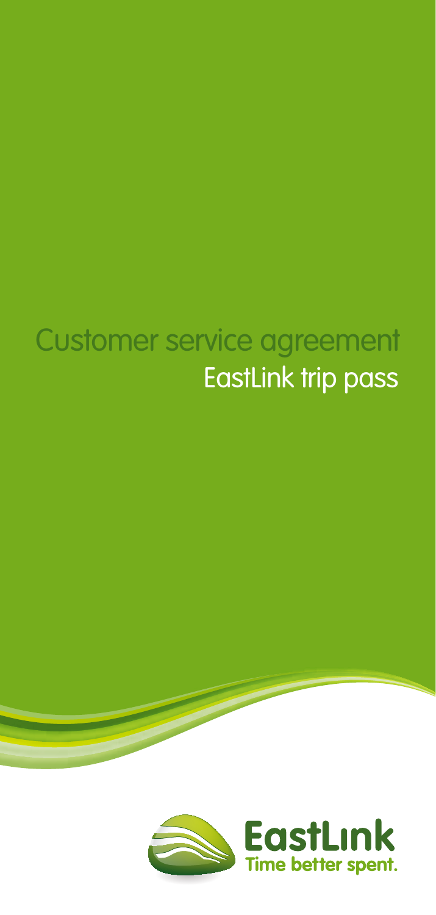# Customer service agreement

## EastLink trip pass

EastLink
Time better spent.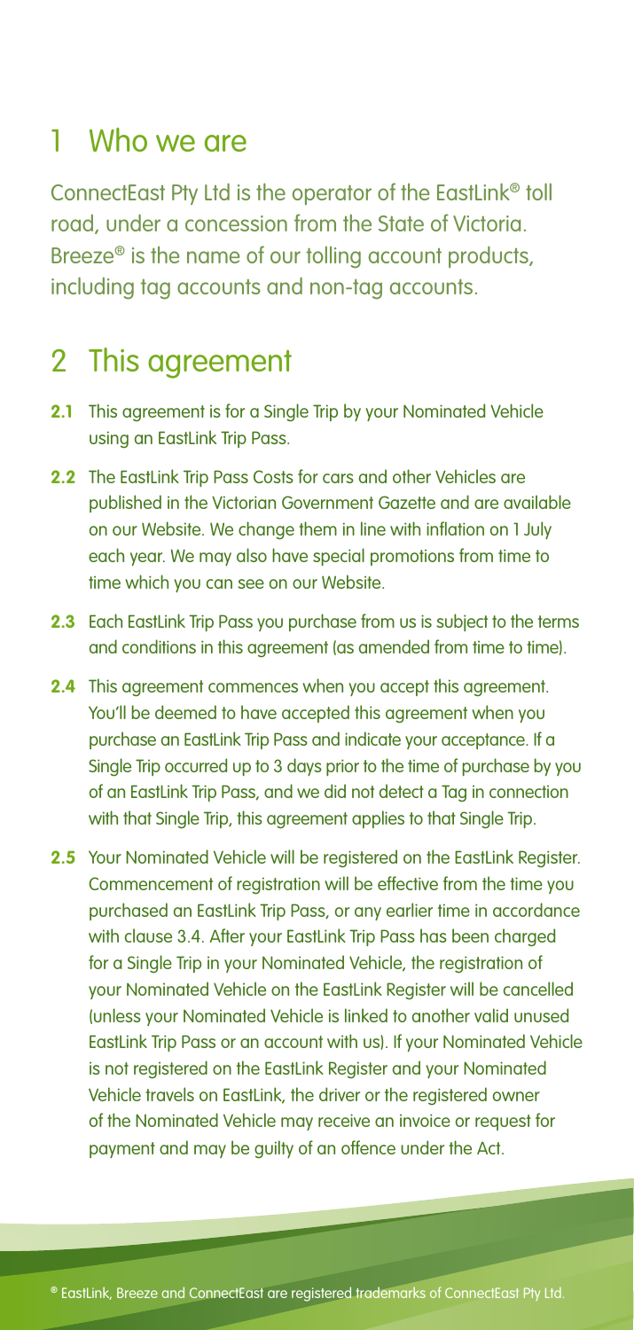## 1 Who we are

ConnectEast Pty Ltd is the operator of the EastLink® toll road, under a concession from the State of Victoria. Breeze® is the name of our tolling account products, including tag accounts and non-tag accounts.

## 2 This agreement

**2.1** This agreement is for a Single Trip by your Nominated Vehicle using an EastLink Trip Pass.

**2.2** The EastLink Trip Pass Costs for cars and other Vehicles are published in the Victorian Government Gazette and are available on our Website. We change them in line with inflation on 1 July each year. We may also have special promotions from time to time which you can see on our Website.

**2.3** Each EastLink Trip Pass you purchase from us is subject to the terms and conditions in this agreement (as amended from time to time).

**2.4** This agreement commences when you accept this agreement. You'll be deemed to have accepted this agreement when you purchase an EastLink Trip Pass and indicate your acceptance. If a Single Trip occurred up to 3 days prior to the time of purchase by you of an EastLink Trip Pass, and we did not detect a Tag in connection with that Single Trip, this agreement applies to that Single Trip.

**2.5** Your Nominated Vehicle will be registered on the EastLink Register. Commencement of registration will be effective from the time you purchased an EastLink Trip Pass, or any earlier time in accordance with clause 3.4. After your EastLink Trip Pass has been charged for a Single Trip in your Nominated Vehicle, the registration of your Nominated Vehicle on the EastLink Register will be cancelled (unless your Nominated Vehicle is linked to another valid unused EastLink Trip Pass or an account with us). If your Nominated Vehicle is not registered on the EastLink Register and your Nominated Vehicle travels on EastLink, the driver or the registered owner of the Nominated Vehicle may receive an invoice or request for payment and may be guilty of an offence under the Act.

® EastLink, Breeze and ConnectEast are registered trademarks of ConnectEast Pty Ltd.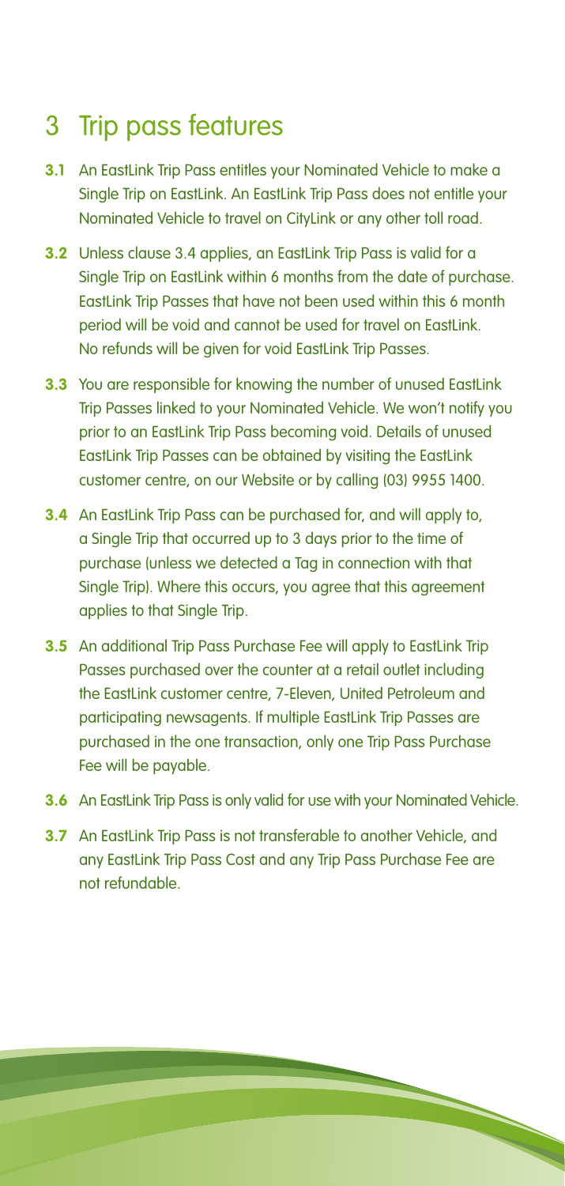## 3 Trip pass features

**3.1** An EastLink Trip Pass entitles your Nominated Vehicle to make a Single Trip on EastLink. An EastLink Trip Pass does not entitle your Nominated Vehicle to travel on CityLink or any other toll road.

**3.2** Unless clause 3.4 applies, an EastLink Trip Pass is valid for a Single Trip on EastLink within 6 months from the date of purchase. EastLink Trip Passes that have not been used within this 6 month period will be void and cannot be used for travel on EastLink. No refunds will be given for void EastLink Trip Passes.

**3.3** You are responsible for knowing the number of unused EastLink Trip Passes linked to your Nominated Vehicle. We won't notify you prior to an EastLink Trip Pass becoming void. Details of unused EastLink Trip Passes can be obtained by visiting the EastLink customer centre, on our Website or by calling (03) 9955 1400.

**3.4** An EastLink Trip Pass can be purchased for, and will apply to, a Single Trip that occurred up to 3 days prior to the time of purchase (unless we detected a Tag in connection with that Single Trip). Where this occurs, you agree that this agreement applies to that Single Trip.

**3.5** An additional Trip Pass Purchase Fee will apply to EastLink Trip Passes purchased over the counter at a retail outlet including the EastLink customer centre, 7-Eleven, United Petroleum and participating newsagents. If multiple EastLink Trip Passes are purchased in the one transaction, only one Trip Pass Purchase Fee will be payable.

**3.6** An EastLink Trip Pass is only valid for use with your Nominated Vehicle.

**3.7** An EastLink Trip Pass is not transferable to another Vehicle, and any EastLink Trip Pass Cost and any Trip Pass Purchase Fee are not refundable.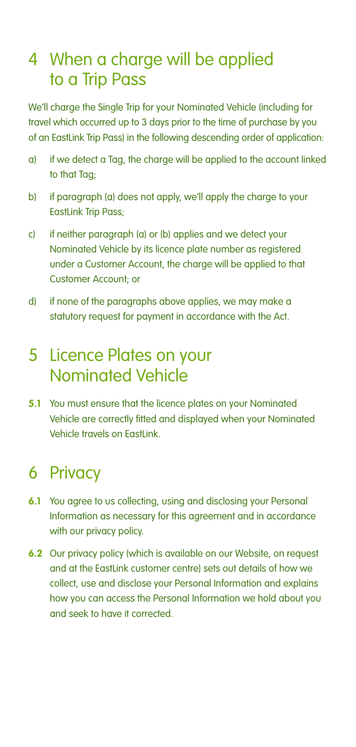## 4 When a charge will be applied to a Trip Pass

We'll charge the Single Trip for your Nominated Vehicle (including for travel which occurred up to 3 days prior to the time of purchase by you of an EastLink Trip Pass) in the following descending order of application:

a) if we detect a Tag, the charge will be applied to the account linked to that Tag;

b) if paragraph (a) does not apply, we'll apply the charge to your EastLink Trip Pass;

c) if neither paragraph (a) or (b) applies and we detect your Nominated Vehicle by its licence plate number as registered under a Customer Account, the charge will be applied to that Customer Account; or

d) if none of the paragraphs above applies, we may make a statutory request for payment in accordance with the Act.

## 5 Licence Plates on your Nominated Vehicle

**5.1** You must ensure that the licence plates on your Nominated Vehicle are correctly fitted and displayed when your Nominated Vehicle travels on EastLink.

## 6 Privacy

**6.1** You agree to us collecting, using and disclosing your Personal Information as necessary for this agreement and in accordance with our privacy policy.

**6.2** Our privacy policy (which is available on our Website, on request and at the EastLink customer centre) sets out details of how we collect, use and disclose your Personal Information and explains how you can access the Personal Information we hold about you and seek to have it corrected.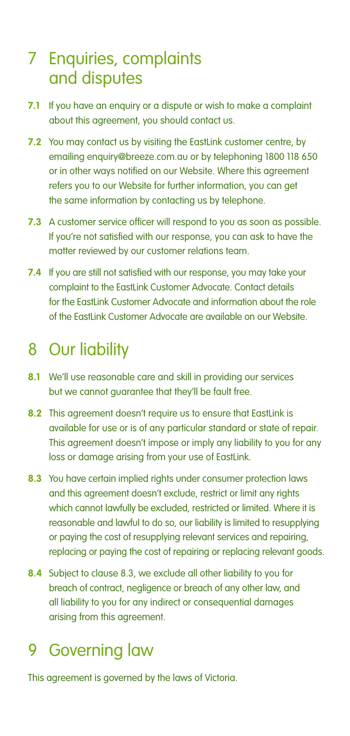## 7 Enquiries, complaints and disputes

**7.1** If you have an enquiry or a dispute or wish to make a complaint about this agreement, you should contact us.

**7.2** You may contact us by visiting the EastLink customer centre, by emailing enquiry@breeze.com.au or by telephoning 1800 118 650 or in other ways notified on our Website. Where this agreement refers you to our Website for further information, you can get the same information by contacting us by telephone.

**7.3** A customer service officer will respond to you as soon as possible. If you're not satisfied with our response, you can ask to have the matter reviewed by our customer relations team.

**7.4** If you are still not satisfied with our response, you may take your complaint to the EastLink Customer Advocate. Contact details for the EastLink Customer Advocate and information about the role of the EastLink Customer Advocate are available on our Website.

## 8 Our liability

**8.1** We'll use reasonable care and skill in providing our services but we cannot guarantee that they'll be fault free.

**8.2** This agreement doesn't require us to ensure that EastLink is available for use or is of any particular standard or state of repair. This agreement doesn't impose or imply any liability to you for any loss or damage arising from your use of EastLink.

**8.3** You have certain implied rights under consumer protection laws and this agreement doesn't exclude, restrict or limit any rights which cannot lawfully be excluded, restricted or limited. Where it is reasonable and lawful to do so, our liability is limited to resupplying or paying the cost of resupplying relevant services and repairing, replacing or paying the cost of repairing or replacing relevant goods.

**8.4** Subject to clause 8.3, we exclude all other liability to you for breach of contract, negligence or breach of any other law, and all liability to you for any indirect or consequential damages arising from this agreement.

## 9 Governing law

This agreement is governed by the laws of Victoria.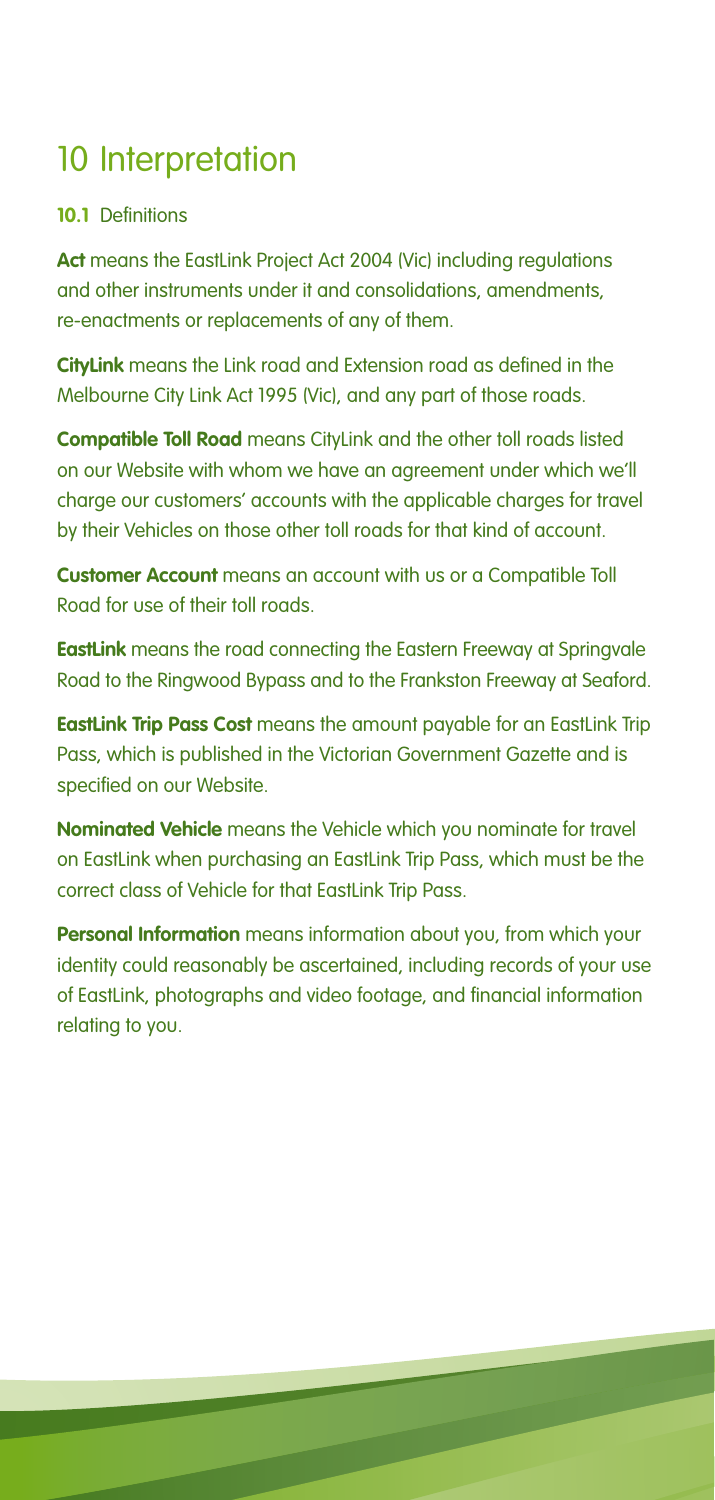# 10 Interpretation

**10.1** Definitions

**Act** means the EastLink Project Act 2004 (Vic) including regulations and other instruments under it and consolidations, amendments, re-enactments or replacements of any of them.

**CityLink** means the Link road and Extension road as defined in the Melbourne City Link Act 1995 (Vic), and any part of those roads.

**Compatible Toll Road** means CityLink and the other toll roads listed on our Website with whom we have an agreement under which we'll charge our customers' accounts with the applicable charges for travel by their Vehicles on those other toll roads for that kind of account.

**Customer Account** means an account with us or a Compatible Toll Road for use of their toll roads.

**EastLink** means the road connecting the Eastern Freeway at Springvale Road to the Ringwood Bypass and to the Frankston Freeway at Seaford.

**EastLink Trip Pass Cost** means the amount payable for an EastLink Trip Pass, which is published in the Victorian Government Gazette and is specified on our Website.

**Nominated Vehicle** means the Vehicle which you nominate for travel on EastLink when purchasing an EastLink Trip Pass, which must be the correct class of Vehicle for that EastLink Trip Pass.

**Personal Information** means information about you, from which your identity could reasonably be ascertained, including records of your use of EastLink, photographs and video footage, and financial information relating to you.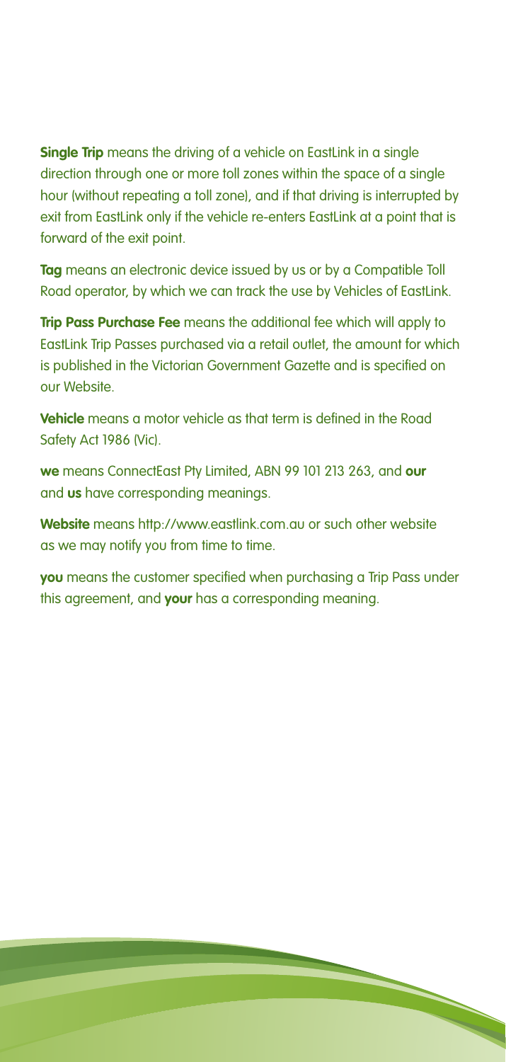**Single Trip** means the driving of a vehicle on EastLink in a single direction through one or more toll zones within the space of a single hour (without repeating a toll zone), and if that driving is interrupted by exit from EastLink only if the vehicle re-enters EastLink at a point that is forward of the exit point.

**Tag** means an electronic device issued by us or by a Compatible Toll Road operator, by which we can track the use by Vehicles of EastLink.

**Trip Pass Purchase Fee** means the additional fee which will apply to EastLink Trip Passes purchased via a retail outlet, the amount for which is published in the Victorian Government Gazette and is specified on our Website.

**Vehicle** means a motor vehicle as that term is defined in the Road Safety Act 1986 (Vic).

**we** means ConnectEast Pty Limited, ABN 99 101 213 263, and **our** and **us** have corresponding meanings.

**Website** means http://www.eastlink.com.au or such other website as we may notify you from time to time.

**you** means the customer specified when purchasing a Trip Pass under this agreement, and **your** has a corresponding meaning.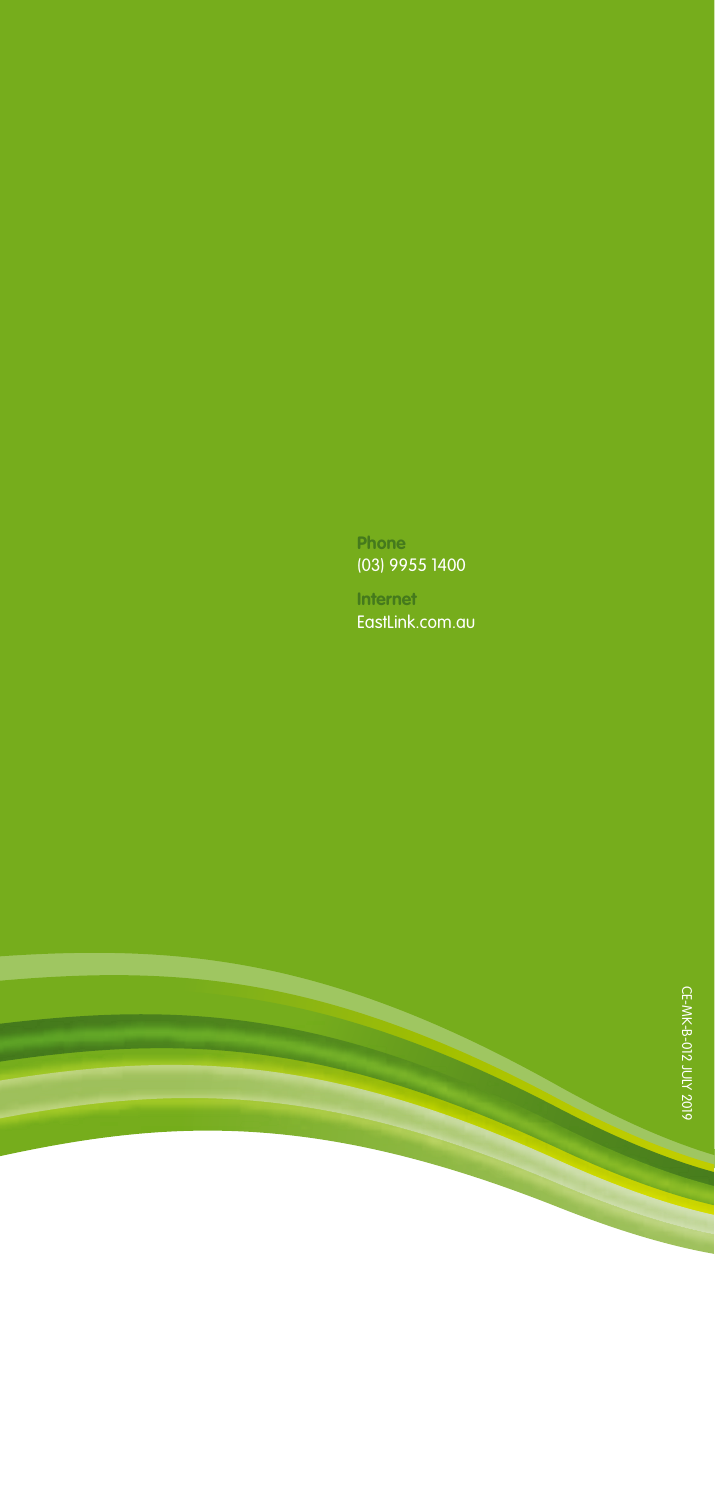**Phone**
(03) 9955 1400

**Internet**
EastLink.com.au

CE-MK-B-012 JULY 2019